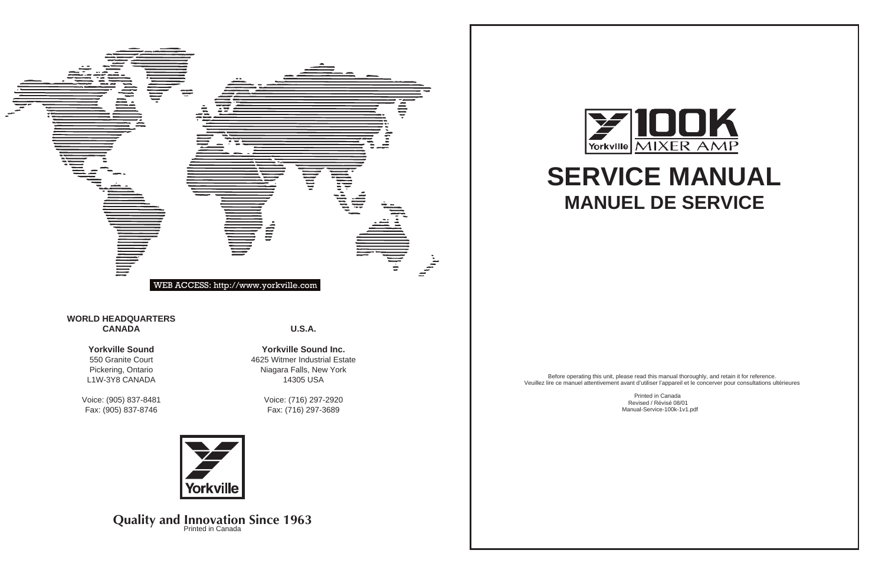WEB ACCESS: http://www.yorkville.com

**WORLD HEADQUARTERS**
**CANADA**

**Yorkville Sound**
550 Granite Court
Pickering, Ontario
L1W-3Y8 CANADA

Voice: (905) 837-8481
Fax: (905) 837-8746

**U.S.A.**

**Yorkville Sound Inc.**
4625 Witmer Industrial Estate
Niagara Falls, New York
14305 USA

Voice: (716) 297-2920
Fax: (716) 297-3689

Yorkville

**Quality and Innovation Since 1963**

Printed in Canada

Yorkville **100K** MIXER AMP

# SERVICE MANUAL

## MANUEL DE SERVICE

Before operating this unit, please read this manual thoroughly, and retain it for reference.
Veuillez lire ce manuel attentivement avant d'utiliser l'appareil et le concerver pour consultations ultérieures

Printed in Canada
Revised / Révisé 08/01
Manual-Service-100k-1v1.pdf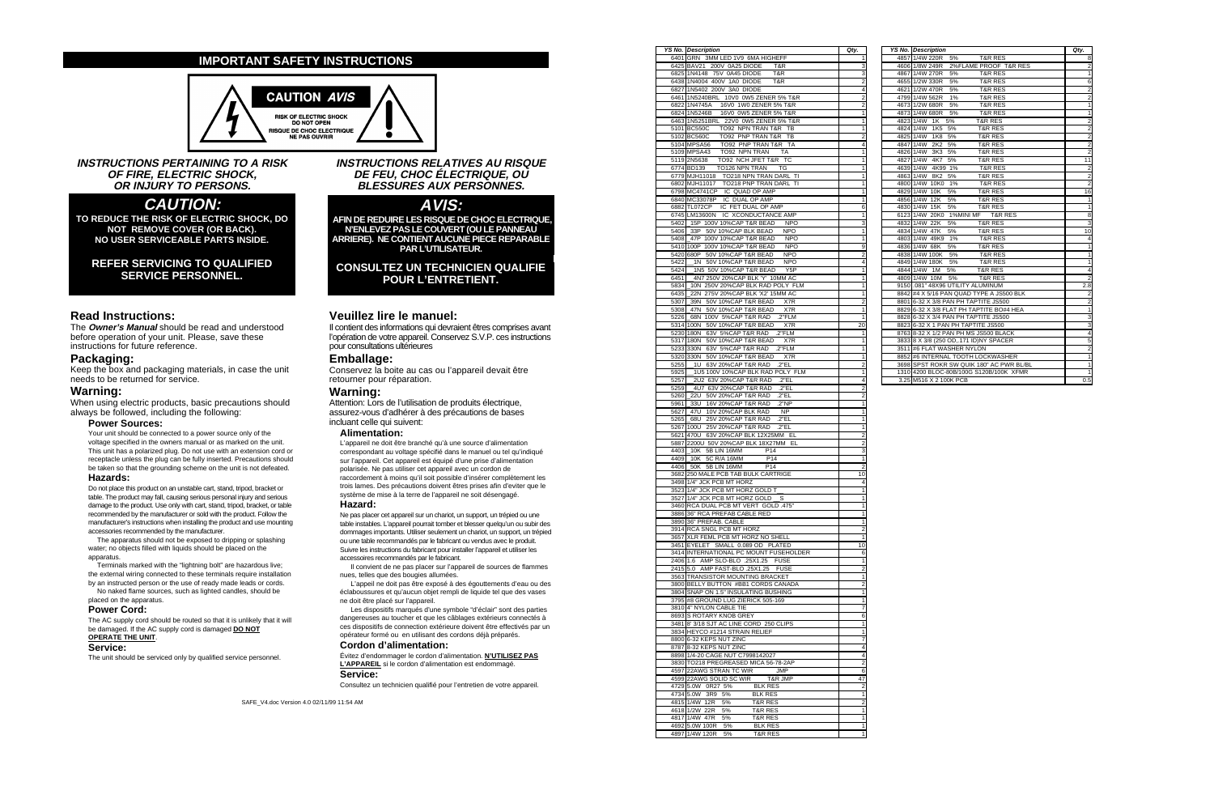## IMPORTANT SAFETY INSTRUCTIONS

**CAUTION AVIS**

RISK OF ELECTRIC SHOCK
DO NOT OPEN
RISQUE DE CHOC ELECTRIQUE
NE PAS OUVRIR

### *INSTRUCTIONS PERTAINING TO A RISK OF FIRE, ELECTRIC SHOCK, OR INJURY TO PERSONS.*

## *CAUTION:*

**TO REDUCE THE RISK OF ELECTRIC SHOCK, DO NOT REMOVE COVER (OR BACK). NO USER SERVICEABLE PARTS INSIDE.**

**REFER SERVICING TO QUALIFIED SERVICE PERSONNEL.**

### Read Instructions:

The ***Owner's Manual*** should be read and understood before operation of your unit. Please, save these instructions for future reference.

### Packaging:

Keep the box and packaging materials, in case the unit needs to be returned for service.

### Warning:

When using electric products, basic precautions should always be followed, including the following:

#### Power Sources:

Your unit should be connected to a power source only of the voltage specified in the owners manual or as marked on the unit. This unit has a polarized plug. Do not use with an extension cord or receptacle unless the plug can be fully inserted. Precautions should be taken so that the grounding scheme on the unit is not defeated.

#### Hazards:

Do not place this product on an unstable cart, stand, tripod, bracket or table. The product may fall, causing serious personal injury and serious damage to the product. Use only with cart, stand, tripod, bracket, or table recommended by the manufacturer or sold with the product. Follow the manufacturer's instructions when installing the product and use mounting accessories recommended by the manufacturer.

The apparatus should not be exposed to dripping or splashing water; no objects filled with liquids should be placed on the apparatus.

Terminals marked with the "lightning bolt" are hazardous live; the external wiring connected to these terminals require installation by an instructed person or the use of ready made leads or cords.

No naked flame sources, such as lighted candles, should be placed on the apparatus.

#### Power Cord:

The AC supply cord should be routed so that it is unlikely that it will be damaged. If the AC supply cord is damaged **DO NOT OPERATE THE UNIT**.

#### Service:

The unit should be serviced only by qualified service personnel.

### *INSTRUCTIONS RELATIVES AU RISQUE DE FEU, CHOC ÉLECTRIQUE, OU BLESSURES AUX PERSONNES.*

## *AVIS:*

**AFIN DE REDUIRE LES RISQUE DE CHOC ELECTRIQUE, N'ENLEVEZ PAS LE COUVERT (OU LE PANNEAU ARRIERE). NE CONTIENT AUCUNE PIECE REPARABLE PAR L'UTILISATEUR.**

**CONSULTEZ UN TECHNICIEN QUALIFIE POUR L'ENTRETIENT.**

### Veuillez lire le manuel:

Il contient des informations qui devraient êtres comprises avant l'opération de votre appareil. Conservez S.V.P. ces instructions pour consultations ultérieures

### Emballage:

Conservez la boite au cas ou l'appareil devait être retourner pour réparation.

### Warning:

Attention: Lors de l'utilisation de produits électrique, assurez-vous d'adhérer à des précautions de bases incluant celle qui suivent:

#### Alimentation:

L'appareil ne doit être branché qu'à une source d'alimentation correspondant au voltage spécifié dans le manuel ou tel qu'indiqué sur l'appareil. Cet appareil est équipé d'une prise d'alimentation polarisée. Ne pas utiliser cet appareil avec un cordon de raccordement à moins qu'il soit possible d'insérer complètement les trois lames. Des précautions doivent êtres prises afin d'eviter que le système de mise à la terre de l'appareil ne soit désengagé.

#### Hazard:

Ne pas placer cet appareil sur un chariot, un support, un trépied ou une table instables. L'appareil pourrait tomber et blesser quelqu'un ou subir des dommages importants. Utiliser seulement un chariot, un support, un trépied ou une table recommandés par le fabricant ou vendus avec le produit. Suivre les instructions du fabricant pour installer l'appareil et utiliser les accessoires recommandés par le fabricant.

Il convient de ne pas placer sur l'appareil de sources de flammes nues, telles que des bougies allumées.

L'appeil ne doit pas être exposé à des égouttements d'eau ou des éclaboussures et qu'aucun objet rempli de liquide tel que des vases ne doit être placé sur l'appareil.

Les dispositifs marqués d'une symbole "d'éclair" sont des parties dangereuses au toucher et que les câblages extérieurs connectés à ces dispositifs de connection extérieure doivent être effectivés par un opérateur formé ou en utilisant des cordons déjà préparés.

#### Cordon d'alimentation:

Évitez d'endommager le cordon d'alimentation. **N'UTILISEZ PAS L'APPAREIL** si le cordon d'alimentation est endommagé.

#### Service:

Consultez un technicien qualifié pour l'entretien de votre appareil.

SAFE_V4.doc Version 4.0 02/11/99 11:54 AM

| YS No. | Description | Qty. |
|---|---|---|
| 6401 | GRN 3MM LED 1V9 5MA HIGHEFF | 1 |
| 6425 | BAV21 200V 0A25 DIODE T&R | 3 |
| 6825 | 1N4148 75V 0A45 DIODE T&R | 3 |
| 6438 | 1N4004 400V 1A0 DIODE T&R | 2 |
| 6827 | 1N5402 200V 3A0 DIODE | 4 |
| 6461 | 1N5240BRL 10V0 0W5 ZENER 5% T&R | 2 |
| 6822 | 1N4745A 16V0 1W0 ZENER 5% T&R | 2 |
| 6824 | 1N5246B 16V0 0W5 ZENER 5% T&R | 1 |
| 6463 | 1N5251BRL 22V0 0W5 ZENER 5% T&R | 1 |
| 5101 | BC550C TO92 NPN TRAN T&R TB | 1 |
| 5102 | BC560C TO92 PNP TRAN T&R TB | 2 |
| 5104 | MPSA56 TO92 PNP TRAN T&R TA | 4 |
| 5109 | MPSA43 TO92 NPN TRAN TA | 1 |
| 5119 | 2N5638 TO92 NCH JFET T&R TC | 1 |
| 6774 | BD139 TO126 NPN TRAN TG | 1 |
| 6779 | MJH11018 TO218 NPN TRAN DARL TI | 1 |
| 6802 | MJH11017 TO218 PNP TRAN DARL TI | 1 |
| 6798 | MC4741CP IC QUAD OP AMP | 1 |
| 6840 | MC33078P IC DUAL OP AMP | 1 |
| 6882 | TL072CP IC FET DUAL OP AMP | 6 |
| 6745 | LM13600N IC XCONDUCTANCE AMP | 3 |
| 5402 | 15P 100V 10%CAP T&R BEAD NPO | 3 |
| 5406 | 33P 50V 10%CAP BLK BEAD NPO | 1 |
| 5408 | 47P 100V 10%CAP T&R BEAD NPO | 1 |
| 5410 | 100P 100V 10%CAP T&R BEAD NPO | 9 |
| 5420 | 680P 50V 10%CAP T&R BEAD NPO | 2 |
| 5422 | .1N 50V 10%CAP T&R BEAD NPO | 4 |
| 5424 | .1N5 50V 10%CAP T&R BEAD Y5P | 1 |
| 6451 | .4N7 250V 20%CAP BLK 'Y' 10MM AC | 1 |
| 5834 | 10N 250V 20%CAP BLK RAD POLY FLM | 1 |
| 6435 | 22N 275V 20%CAP BLK 'X2' 15MM AC | 1 |
| 5307 | 39N 50V 10%CAP T&R BEAD X7R | 2 |
| 5308 | 47N 50V 10%CAP T&R BEAD X7R | 1 |
| 5226 | 68N 100V 5%CAP T&R RAD .2"FLM | 1 |
| 5314 | 100N 50V 10%CAP T&R BEAD X7R | 20 |
| 5230 | 180N 63V 5%CAP T&R RAD .2"FLM | 1 |
| 5317 | 180N 50V 10%CAP T&R BEAD X7R | 1 |
| 5233 | 330N 63V 5%CAP T&R RAD .2"FLM | 1 |
| 5320 | 330N 50V 10%CAP T&R BEAD X7R | 1 |
| 5255 | .1U 63V 20%CAP T&R RAD .2"EL | 2 |
| 5925 | .1U5 100V 10%CAP BLK RAD POLY FLM | 1 |
| 5257 | .2U2 63V 20%CAP T&R RAD .2"EL | 4 |
| 5259 | .4U7 63V 20%CAP T&R RAD .2"EL | 2 |
| 5260 | 22U 50V 20%CAP T&R RAD .2"EL | 2 |
| 5961 | 33U 16V 20%CAP T&R RAD .2"NP | 1 |
| 5627 | 47U 10V 20%CAP BLK RAD NP | 1 |
| 5265 | 68U 25V 20%CAP T&R RAD .2"EL | 1 |
| 5267 | 100U 25V 20%CAP T&R RAD .2"EL | 1 |
| 5621 | 470U 63V 20%CAP BLK 12X25MM EL | 2 |
| 5887 | 2200U 50V 20%CAP BLK 18X27MM EL | 2 |
| 4403 | 10K 5B LIN 16MM P14 | 3 |
| 4409 | 10K 5C R/A 16MM P14 | 1 |
| 4406 | 50K 5B LIN 16MM P14 | 2 |
| 3682 | 250 MALE PCB TAB BULK CARTRIGE | 10 |
| 3498 | 1/4" JCK PCB MT HORZ | 4 |
| 3523 | 1/4" JCK PCB MT HORZ GOLD T | 1 |
| 3527 | 1/4" JCK PCB MT HORZ GOLD S | 1 |
| 3460 | RCA DUAL PCB MT VERT GOLD .475" | 1 |
| 3886 | 36" RCA PREFAB CABLE RED | 1 |
| 3890 | 36" PREFAB. CABLE | 1 |
| 3914 | RCA SNGL PCB MT HORZ | 2 |
| 3657 | XLR FEML PCB MT HORZ NO SHELL | 1 |
| 3451 | EYELET SMALL 0.089 OD PLATED | 10 |
| 3414 | INTERNATIONAL PC MOUNT FUSEHOLDER | 6 |
| 2406 | 1.6 AMP SLO-BLO .25X1.25 FUSE | 1 |
| 2415 | 5.0 AMP FAST-BLO .25X1.25 FUSE | 2 |
| 3563 | TRANSISTOR MOUNTING BRACKET | 1 |
| 3800 | BELLY BUTTON #BB1 CORDS CANADA | 2 |
| 3804 | SNAP ON 1.5" INSULATING BUSHING | 1 |
| 3795 | #8 GROUND LUG ZIERICK 505-169 | 1 |
| 3810 | 4" NYLON CABLE TIE | 7 |
| 8693 | S ROTARY KNOB GREY | 6 |
| 3481 | 8' 3/18 SJT AC LINE CORD 250 CLIPS | 1 |
| 3834 | HEYCO #1214 STRAIN RELIEF | 1 |
| 8800 | 6-32 KEPS NUT ZINC | 7 |
| 8787 | 8-32 KEPS NUT ZINC | 4 |
| 8898 | 1/4-20 CAGE NUT C7998142027 | 4 |
| 3830 | TO218 PREGREASED MICA 56-78-2AP | 2 |
| 4597 | 22AWG STRAN TC WIR JMP | 6 |
| 4599 | 22AWG SOLID SC WIR T&R JMP | 47 |
| 4729 | 5.0W 0R27 5% BLK RES | 2 |
| 4734 | 5.0W 3R9 5% BLK RES | 1 |
| 4815 | 1/4W 12R 5% T&R RES | 2 |
| 4618 | 1/2W 22R 5% T&R RES | 1 |
| 4817 | 1/4W 47R 5% T&R RES | 1 |
| 4692 | 5.0W 100R 5% BLK RES | 1 |
| 4897 | 1/4W 120R 5% T&R RES | 1 |

| YS No. | Description | Qty. |
|---|---|---|
| 4857 | 1/4W 220R 5% T&R RES | 8 |
| 4606 | 1/8W 249R 2%FLAME PROOF T&R RES | 2 |
| 4867 | 1/4W 270R 5% T&R RES | 1 |
| 4655 | 1/2W 330R 5% T&R RES | 6 |
| 4621 | 1/2W 470R 5% T&R RES | 2 |
| 4799 | 1/4W 562R 1% T&R RES | 2 |
| 4673 | 1/2W 680R 5% T&R RES | 1 |
| 4873 | 1/4W 680R 5% T&R RES | 1 |
| 4823 | 1/4W 1K 5% T&R RES | 2 |
| 4824 | 1/4W 1K5 5% T&R RES | 2 |
| 4825 | 1/4W 1K8 5% T&R RES | 2 |
| 4847 | 1/4W 2K2 5% T&R RES | 2 |
| 4826 | 1/4W 3K3 5% T&R RES | 2 |
| 4827 | 1/4W 4K7 5% T&R RES | 11 |
| 4639 | 1/4W 4K99 1% T&R RES | 2 |
| 4863 | 1/4W 8K2 5% T&R RES | 2 |
| 4800 | 1/4W 10K0 1% T&R RES | 2 |
| 4829 | 1/4W 10K 5% T&R RES | 16 |
| 4856 | 1/4W 12K 5% T&R RES | 1 |
| 4830 | 1/4W 15K 5% T&R RES | 1 |
| 6123 | 1/4W 20K0 1%MINI MF T&R RES | 8 |
| 4832 | 1/4W 22K 5% T&R RES | 3 |
| 4834 | 1/4W 47K 5% T&R RES | 10 |
| 4803 | 1/4W 49K9 1% T&R RES | 4 |
| 4836 | 1/4W 68K 5% T&R RES | 1 |
| 4838 | 1/4W 100K 5% T&R RES | 1 |
| 4849 | 1/4W 180K 5% T&R RES | 1 |
| 4844 | 1/4W 1M 5% T&R RES | 4 |
| 4809 | 1/4W 10M 5% T&R RES | 2 |
| 9150 | .081" 48X96 UTILITY ALUMINUM | 2.8 |
| 8842 | #4 X 5/16 PAN QUAD TYPE A JS500 BLK | 2 |
| 8801 | 6-32 X 3/8 PAN PH TAPTITE JS500 | 2 |
| 8829 | 6-32 X 3/8 FLAT PH TAPTITE BO#4 HEA | 1 |
| 8828 | 6-32 X 3/4 PAN PH TAPTITE JS500 | 3 |
| 8823 | 6-32 X 1 PAN PH TAPTITE JS500 | 3 |
| 8763 | 8-32 X 1/2 PAN PH MS JS500 BLACK | 4 |
| 3833 | 8 X 3/8 (250 OD,.171 ID)NY SPACER | 5 |
| 3511 | #6 FLAT WASHER NYLON | 2 |
| 8852 | #6 INTERNAL TOOTH LOCKWASHER | 1 |
| 3698 | SPST ROKR SW QUIK 180° AC PWR BL/BL | 1 |
| 1310 | 4200 BLOC-80B/100G S120B/100K XFMR | 1 |
| 3.25 | M516 X 2 100K PCB | 0.5 |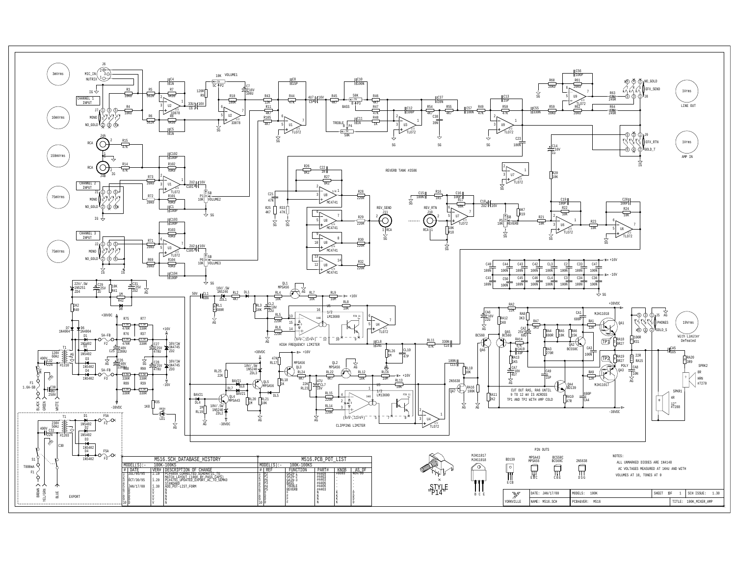## M516.SCH_DATABASE_HISTORY

MODEL(S):- 100K-100KS

| # | DATE | VER# | DESCRIPTION OF CHANGE |
|---|---|---|---|
| 1 | JUL/05/95 | 1.10 | PC#4852 CORRECTED SCHEMATIC TO MATCH LAYOUT (100n By-PASS CAPS) |
| 2 | OCT/30/95 | 1.20 | PC#4791 UPDATED EXPORT AC TO SEMKO STANDARD |
| 3 | JAN/17/00 | 1.30 | ADD POT-LIST_FORM |
| 4 | | | |
| 5 | | | |
| 6 | | | |
| 7 | D | V | N |
| 8 | D | V | N |
| 9 | D | V | N |
| 10 | D | V | N |

## M516.PCB_POT_LIST

MODEL(S):- 100K-100KS

| # | REF | FUNCTION | PART# | KNOB | AS_OF |
|---|---|---|---|---|---|
| 1 | P1 | GAIN-1 | #4409 | #8093 | NOV/99 |
| 2 | P1 | GAIN-2 | #4403 | . | . |
| 3 | P6 | GAIN-3 | #4403 | . | . |
| 4 | P3 | BASS | #4406 | . | . |
| 5 | P4 | TREBLE | #4406 | . | . |
| 6 | P5 | REVERB | #4403 | . | . |
| 7 | D | F | N | K | D |
| 8 | D | F | N | K | D |
| 9 | D | F | N | K | D |
| 10 | D | F | N | K | D |

PIN OUTS

MJH11017 / MJH11018: B C E

BD139: E C B

MPSA43 / MPSA56: E B C

BC550C / BC560C: C B E

2N5638: D S G

STYLE "P14"

NOTES:

ALL UNMARKED DIODES ARE 1N4148

AC VOLTAGES MEASURED AT 1KHz AND WITH VOLUMES AT 10, TONES AT 0

CUT OUT RA5, RA6 UNTIL 9 TO 12 mV IS ACROSS TP1 AND TP2 WITH AMP COLD

| YORKVILLE | DATE: JAN/17/00 | MODELS: 100K | SHEET 1 OF 1 | SCH ISSUE: 1.30 |
|---|---|---|---|---|
| | NAME: M516.SCH | PCB#&VER: M516 | | TITLE: 100K_MIXER_AMP |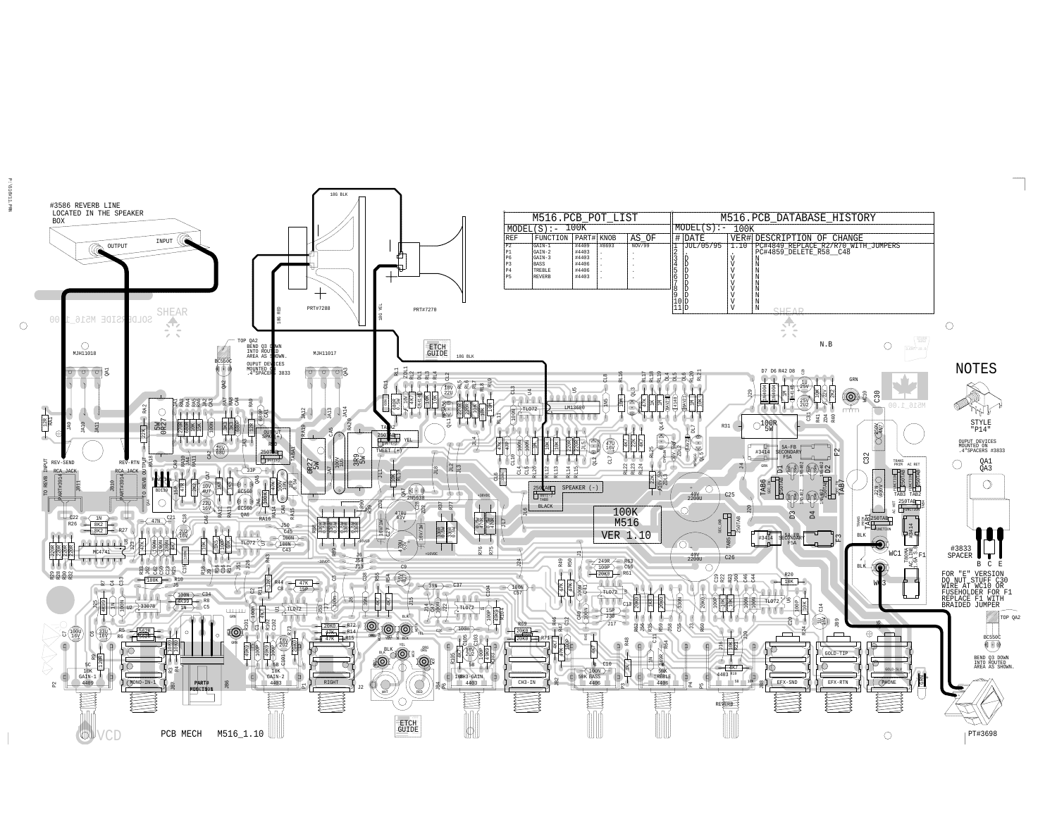## M516.PCB_POT_LIST

MODEL(S):- 100K

| REF | FUNCTION | PART# | KNOB | AS_OF |
|---|---|---|---|---|
| P2 | GAIN-1 | #4489 | #8693 | NOV/99 |
| P1 | GAIN-2 | #4403 | . | . |
| P6 | GAIN-3 | #4403 | . | . |
| P3 | BASS | #4406 | . | . |
| P4 | TREBLE | #4406 | . | . |
| P5 | REVERB | #4403 | . | . |

## M516.PCB_DATABASE_HISTORY

MODEL(S):- 100K

| # | DATE | VER# | DESCRIPTION OF CHANGE |
|---|---|---|---|
| 1 | JUL/05/95 | 1.10 | PC#4849 REPLACE R2/R70 WITH JUMPERS |
| 2 | . | . | PC#4859 DELETE R58, C48 |
| 3 | D | V | N |
| 4 | D | V | N |
| 5 | D | V | N |
| 6 | D | V | N |
| 7 | D | V | N |
| 8 | D | V | N |
| 9 | D | V | N |
| 10 | D | V | N |
| 11 | D | V | N |

#3586 REVERB LINE LOCATED IN THE SPEAKER BOX

OUTPUT INPUT

PRT#7288

PRT#7270

TOP QA2
BEND Q3 DOWN INTO ROUTED AREA AS SHOWN.
OUPUT DEVICES MOUNTED ON .4"SPACERS 3833

ETCH GUIDE

100K
M516
VER 1.10

SPEAKER (-)

TWEET (+)

OUTPUT SPK (+)

N.B

## NOTES

STYLE "P14"

OUPUT DEVICES MOUNTED ON .4"SPACERS #3833

QA1
QA3

#3833 SPACER

B C E

FOR "E" VERSION DO NOT STUFF C30 WIRE AT WC10 OR FUSEHOLDER FOR F1 REPLACE F1 WITH BRAIDED JUMPER

TOP QA2
BC550C
BEND Q3 DOWN INTO ROUTED AREA AS SHOWN.

PT#3698

GAIN-1 4489 | MONO-IN-1 | GAIN-2 4403 | RIGHT | CH3-GAIN 4403 | CH3-IN | 50K BASS 4406 | 50K TREBLE 4406 | REVERB | EFX-SND | EFX-RTN | PHONE

REV-SEND | REV-RTN

PCB MECH M516_1.10